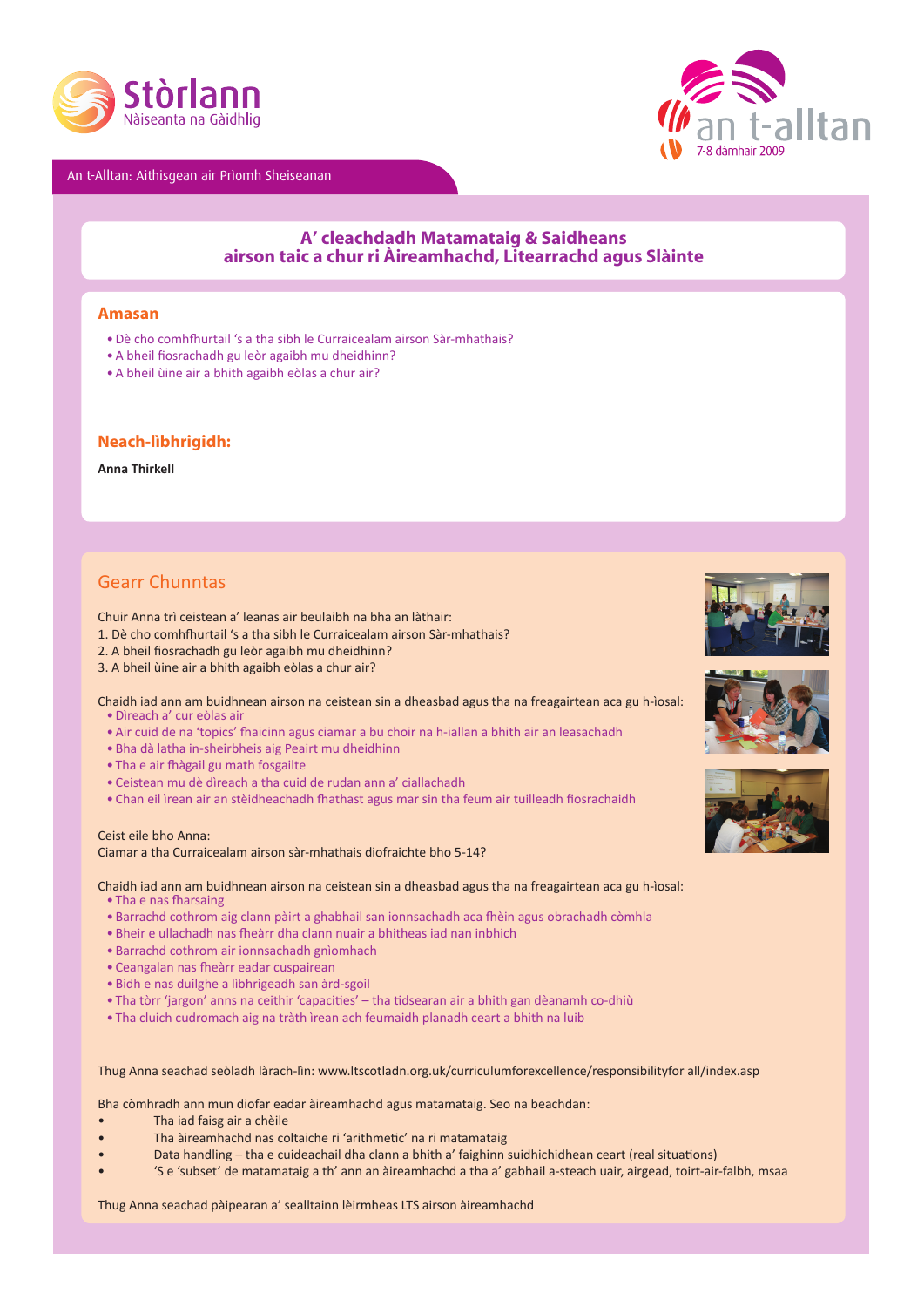Stòrlann Nàiseanta na Gàidhlig

an t-alltan 7-8 dàmhair 2009

An t-Alltan: Aithisgean air Prìomh Sheiseanan

# A' cleachdadh Matamataig & Saidheans airson taic a chur ri Àireamhachd, Litearrachd agus Slàinte

## Amasan

- Dè cho comhfhurtail 's a tha sibh le Curraicealam airson Sàr-mhathais?
- A bheil fiosrachadh gu leòr agaibh mu dheidhinn?
- A bheil ùine air a bhith agaibh eòlas a chur air?

## Neach-lìbhrigidh:

**Anna Thirkell**

## Gearr Chunntas

Chuir Anna trì ceistean a' leanas air beulaibh na bha an làthair:

1. Dè cho comhfhurtail 's a tha sibh le Curraicealam airson Sàr-mhathais?
2. A bheil fiosrachadh gu leòr agaibh mu dheidhinn?
3. A bheil ùine air a bhith agaibh eòlas a chur air?

Chaidh iad ann am buidhnean airson na ceistean sin a dheasbad agus tha na freagairtean aca gu h-ìosal:

- Dìreach a' cur eòlas air
- Air cuid de na 'topics' fhaicinn agus ciamar a bu choir na h-iallan a bhith air an leasachadh
- Bha dà latha in-sheirbheis aig Peairt mu dheidhinn
- Tha e air fhàgail gu math fosgailte
- Ceistean mu dè dìreach a tha cuid de rudan ann a' ciallachadh
- Chan eil ìrean air an stèidheachadh fhathast agus mar sin tha feum air tuilleadh fiosrachaidh

Ceist eile bho Anna:
Ciamar a tha Curraicealam airson sàr-mhathais diofraichte bho 5-14?

Chaidh iad ann am buidhnean airson na ceistean sin a dheasbad agus tha na freagairtean aca gu h-ìosal:

- Tha e nas fharsaing
- Barrachd cothrom aig clann pàirt a ghabhail san ionnsachadh aca fhèin agus obrachadh còmhla
- Bheir e ullachadh nas fheàrr dha clann nuair a bhitheas iad nan inbhich
- Barrachd cothrom air ionnsachadh gnìomhach
- Ceangalan nas fheàrr eadar cuspairean
- Bidh e nas duilghe a lìbhrigeadh san àrd-sgoil
- Tha tòrr 'jargon' anns na ceithir 'capacities' – tha tidsearan air a bhith gan dèanamh co-dhiù
- Tha cluich cudromach aig na tràth ìrean ach feumaidh planadh ceart a bhith na luib

Thug Anna seachad seòladh làrach-lìn: www.ltscotladn.org.uk/curriculumforexcellence/responsibilityfor all/index.asp

Bha còmhradh ann mun diofar eadar àireamhachd agus matamataig. Seo na beachdan:

- Tha iad faisg air a chèile
- Tha àireamhachd nas coltaiche ri 'arithmetic' na ri matamataig
- Data handling – tha e cuideachail dha clann a bhith a' faighinn suidhichidhean ceart (real situations)
- 'S e 'subset' de matamataig a th' ann an àireamhachd a tha a' gabhail a-steach uair, airgead, toirt-air-falbh, msaa

Thug Anna seachad pàipearan a' sealltainn lèirmheas LTS airson àireamhachd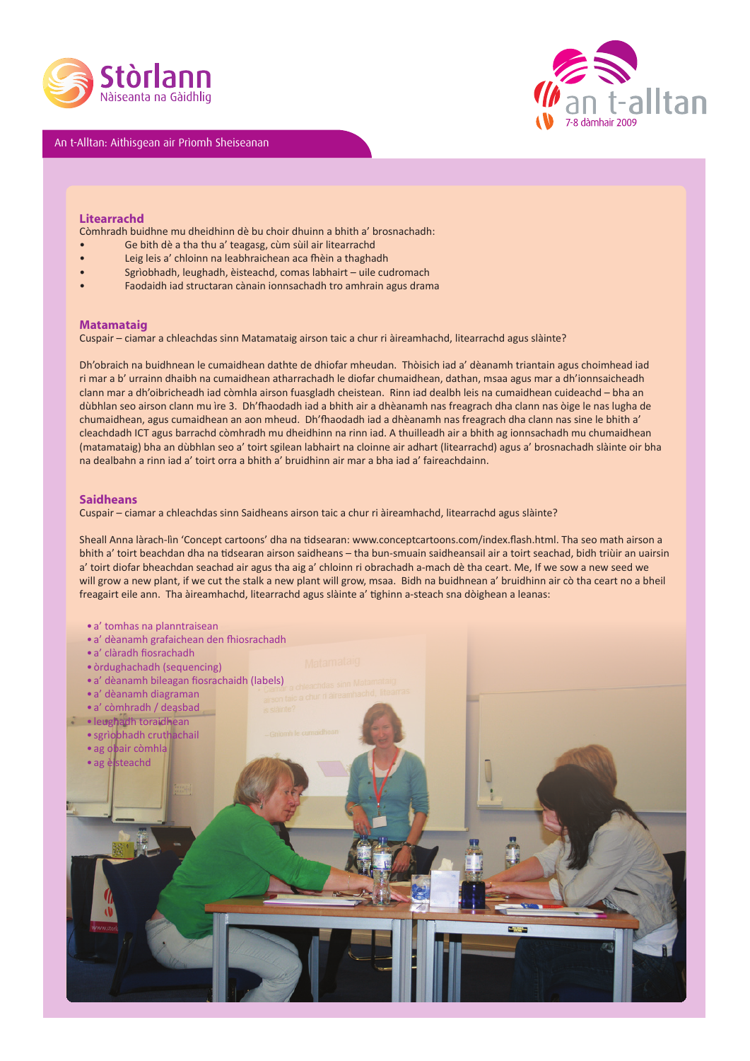An t-Alltan: Aithisgean air Prìomh Sheiseanan

### Litearrachd

Còmhradh buidhne mu dheidhinn dè bu choir dhuinn a bhith a' brosnachadh:

- Ge bith dè a tha thu a' teagasg, cùm sùil air litearrachd
- Leig leis a' chloinn na leabhraichean aca fhèin a thaghadh
- Sgrìobhadh, leughadh, èisteachd, comas labhairt – uile cudromach
- Faodaidh iad structaran cànain ionnsachadh tro amhrain agus drama

### Matamataig

Cuspair – ciamar a chleachdas sinn Matamataig airson taic a chur ri àireamhachd, litearrachd agus slàinte?

Dh'obraich na buidhnean le cumaidhean dathte de dhiofar mheudan. Thòisich iad a' dèanamh triantain agus choimhead iad ri mar a b' urrainn dhaibh na cumaidhean atharrachadh le diofar chumaidhean, dathan, msaa agus mar a dh'ionnsaicheadh clann mar a dh'oibricheadh iad còmhla airson fuasgladh cheistean. Rinn iad dealbh leis na cumaidhean cuideachd – bha an dùbhlan seo airson clann mu ìre 3. Dh'fhaodadh iad a bhith air a dhèanamh nas freagrach dha clann nas òige le nas lugha de chumaidhean, agus cumaidhean an aon mheud. Dh'fhaodadh iad a dhèanamh nas freagrach dha clann nas sine le bhith a' cleachdadh ICT agus barrachd còmhradh mu dheidhinn na rinn iad. A thuilleadh air a bhith ag ionnsachadh mu chumaidhean (matamataig) bha an dùbhlan seo a' toirt sgilean labhairt na cloinne air adhart (litearrachd) agus a' brosnachadh slàinte oir bha na dealbhan a rinn iad a' toirt orra a bhith a' bruidhinn air mar a bha iad a' faireachdainn.

### Saidheans

Cuspair – ciamar a chleachdas sinn Saidheans airson taic a chur ri àireamhachd, litearrachd agus slàinte?

Sheall Anna làrach-lìn 'Concept cartoons' dha na tidsearan: www.conceptcartoons.com/index.flash.html. Tha seo math airson a bhith a' toirt beachdan dha na tidsearan airson saidheans – tha bun-smuain saidheansail air a toirt seachad, bidh triùir an uairsin a' toirt diofar bheachdan seachad air agus tha aig a' chloinn ri obrachadh a-mach dè tha ceart. Me, If we sow a new seed we will grow a new plant, if we cut the stalk a new plant will grow, msaa. Bidh na buidhnean a' bruidhinn air cò tha ceart no a bheil freagairt eile ann. Tha àireamhachd, litearrachd agus slàinte a' tighinn a-steach sna dòighean a leanas:

- a' tomhas na planntraisean
- a' dèanamh grafaichean den fhiosrachadh
- a' clàradh fiosrachadh
- òrdughachadh (sequencing)
- a' dèanamh bileagan fiosrachaidh (labels)
- a' dèanamh diagraman
- a' còmhradh / deasbad
- leughadh toraidhean
- sgrìobhadh cruthachail
- ag obair còmhla
- ag èisteachd